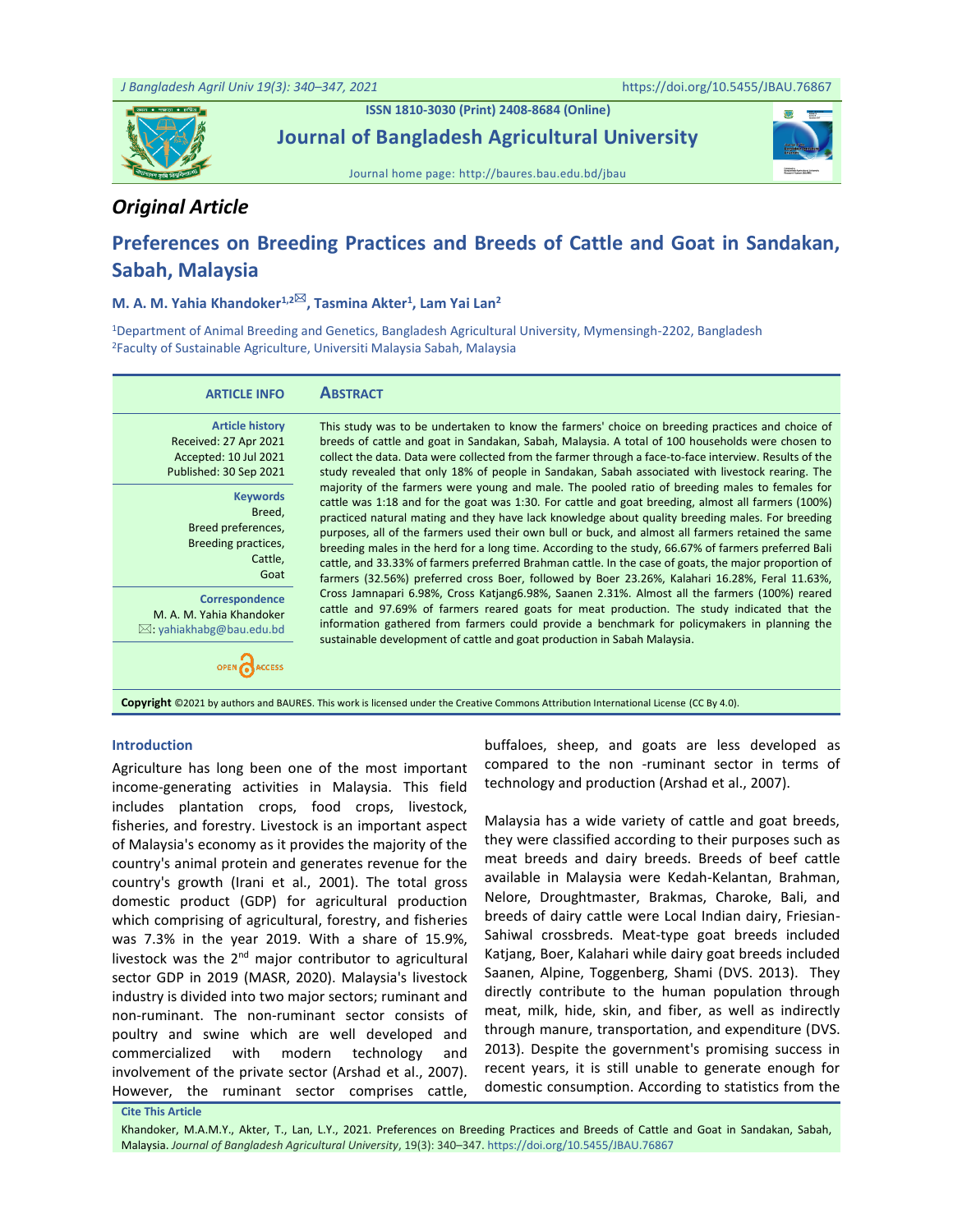## Original Article

# Preferences on Breeding Practices and Breeds of Cattle and Goat in Sandakan, Sabah, Malaysia

**M. A. M. Yahia Khandoker[1,2], Tasmina Akter[1], Lam Yai Lan[2]**

[1]Department of Animal Breeding and Genetics, Bangladesh Agricultural University, Mymensingh-2202, Bangladesh
[2]Faculty of Sustainable Agriculture, Universiti Malaysia Sabah, Malaysia

**ARTICLE INFO**

**Article history**
Received: 27 Apr 2021
Accepted: 10 Jul 2021
Published: 30 Sep 2021

**Keywords**
Breed,
Breed preferences,
Breeding practices,
Cattle,
Goat

**Correspondence**
M. A. M. Yahia Khandoker
✉: yahiakhabg@bau.edu.bd

**ABSTRACT**

This study was to be undertaken to know the farmers' choice on breeding practices and choice of breeds of cattle and goat in Sandakan, Sabah, Malaysia. A total of 100 households were chosen to collect the data. Data were collected from the farmer through a face-to-face interview. Results of the study revealed that only 18% of people in Sandakan, Sabah associated with livestock rearing. The majority of the farmers were young and male. The pooled ratio of breeding males to females for cattle was 1:18 and for the goat was 1:30. For cattle and goat breeding, almost all farmers (100%) practiced natural mating and they have lack knowledge about quality breeding males. For breeding purposes, all of the farmers used their own bull or buck, and almost all farmers retained the same breeding males in the herd for a long time. According to the study, 66.67% of farmers preferred Bali cattle, and 33.33% of farmers preferred Brahman cattle. In the case of goats, the major proportion of farmers (32.56%) preferred cross Boer, followed by Boer 23.26%, Kalahari 16.28%, Feral 11.63%, Cross Jamnapari 6.98%, Cross Katjang6.98%, Saanen 2.31%. Almost all the farmers (100%) reared cattle and 97.69% of farmers reared goats for meat production. The study indicated that the information gathered from farmers could provide a benchmark for policymakers in planning the sustainable development of cattle and goat production in Sabah Malaysia.

**Copyright** ©2021 by authors and BAURES. This work is licensed under the Creative Commons Attribution International License (CC By 4.0).

## Introduction

Agriculture has long been one of the most important income-generating activities in Malaysia. This field includes plantation crops, food crops, livestock, fisheries, and forestry. Livestock is an important aspect of Malaysia's economy as it provides the majority of the country's animal protein and generates revenue for the country's growth (Irani et al., 2001). The total gross domestic product (GDP) for agricultural production which comprising of agricultural, forestry, and fisheries was 7.3% in the year 2019. With a share of 15.9%, livestock was the 2nd major contributor to agricultural sector GDP in 2019 (MASR, 2020). Malaysia's livestock industry is divided into two major sectors; ruminant and non-ruminant. The non-ruminant sector consists of poultry and swine which are well developed and commercialized with modern technology and involvement of the private sector (Arshad et al., 2007). However, the ruminant sector comprises cattle, buffaloes, sheep, and goats are less developed as compared to the non -ruminant sector in terms of technology and production (Arshad et al., 2007).

Malaysia has a wide variety of cattle and goat breeds, they were classified according to their purposes such as meat breeds and dairy breeds. Breeds of beef cattle available in Malaysia were Kedah-Kelantan, Brahman, Nelore, Droughtmaster, Brakmas, Charoke, Bali, and breeds of dairy cattle were Local Indian dairy, Friesian-Sahiwal crossbreds. Meat-type goat breeds included Katjang, Boer, Kalahari while dairy goat breeds included Saanen, Alpine, Toggenberg, Shami (DVS. 2013). They directly contribute to the human population through meat, milk, hide, skin, and fiber, as well as indirectly through manure, transportation, and expenditure (DVS. 2013). Despite the government's promising success in recent years, it is still unable to generate enough for domestic consumption. According to statistics from the

**Cite This Article**
Khandoker, M.A.M.Y., Akter, T., Lan, L.Y., 2021. Preferences on Breeding Practices and Breeds of Cattle and Goat in Sandakan, Sabah, Malaysia. *Journal of Bangladesh Agricultural University*, 19(3): 340–347. https://doi.org/10.5455/JBAU.76867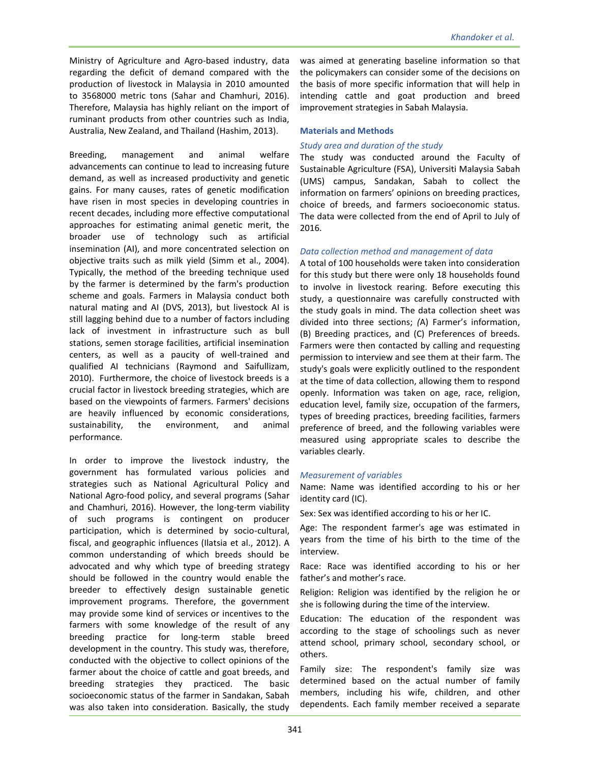Ministry of Agriculture and Agro-based industry, data regarding the deficit of demand compared with the production of livestock in Malaysia in 2010 amounted to 3568000 metric tons (Sahar and Chamhuri, 2016). Therefore, Malaysia has highly reliant on the import of ruminant products from other countries such as India, Australia, New Zealand, and Thailand (Hashim, 2013).

Breeding, management and animal welfare advancements can continue to lead to increasing future demand, as well as increased productivity and genetic gains. For many causes, rates of genetic modification have risen in most species in developing countries in recent decades, including more effective computational approaches for estimating animal genetic merit, the broader use of technology such as artificial insemination (AI), and more concentrated selection on objective traits such as milk yield (Simm et al., 2004). Typically, the method of the breeding technique used by the farmer is determined by the farm's production scheme and goals. Farmers in Malaysia conduct both natural mating and AI (DVS, 2013), but livestock AI is still lagging behind due to a number of factors including lack of investment in infrastructure such as bull stations, semen storage facilities, artificial insemination centers, as well as a paucity of well-trained and qualified AI technicians (Raymond and Saifullizam, 2010). Furthermore, the choice of livestock breeds is a crucial factor in livestock breeding strategies, which are based on the viewpoints of farmers. Farmers' decisions are heavily influenced by economic considerations, sustainability, the environment, and animal performance.

In order to improve the livestock industry, the government has formulated various policies and strategies such as National Agricultural Policy and National Agro-food policy, and several programs (Sahar and Chamhuri, 2016). However, the long-term viability of such programs is contingent on producer participation, which is determined by socio-cultural, fiscal, and geographic influences (Ilatsia et al., 2012). A common understanding of which breeds should be advocated and why which type of breeding strategy should be followed in the country would enable the breeder to effectively design sustainable genetic improvement programs. Therefore, the government may provide some kind of services or incentives to the farmers with some knowledge of the result of any breeding practice for long-term stable breed development in the country. This study was, therefore, conducted with the objective to collect opinions of the farmer about the choice of cattle and goat breeds, and breeding strategies they practiced. The basic socioeconomic status of the farmer in Sandakan, Sabah was also taken into consideration. Basically, the study was aimed at generating baseline information so that the policymakers can consider some of the decisions on the basis of more specific information that will help in intending cattle and goat production and breed improvement strategies in Sabah Malaysia.

## Materials and Methods

### *Study area and duration of the study*

The study was conducted around the Faculty of Sustainable Agriculture (FSA), Universiti Malaysia Sabah (UMS) campus, Sandakan, Sabah to collect the information on farmers' opinions on breeding practices, choice of breeds, and farmers socioeconomic status. The data were collected from the end of April to July of 2016.

### *Data collection method and management of data*

A total of 100 households were taken into consideration for this study but there were only 18 households found to involve in livestock rearing. Before executing this study, a questionnaire was carefully constructed with the study goals in mind. The data collection sheet was divided into three sections; *(*A) Farmer's information, (B) Breeding practices, and (C) Preferences of breeds. Farmers were then contacted by calling and requesting permission to interview and see them at their farm. The study's goals were explicitly outlined to the respondent at the time of data collection, allowing them to respond openly. Information was taken on age, race, religion, education level, family size, occupation of the farmers, types of breeding practices, breeding facilities, farmers preference of breed, and the following variables were measured using appropriate scales to describe the variables clearly.

### *Measurement of variables*

Name: Name was identified according to his or her identity card (IC).

Sex: Sex was identified according to his or her IC.

Age: The respondent farmer's age was estimated in years from the time of his birth to the time of the interview.

Race: Race was identified according to his or her father's and mother's race.

Religion: Religion was identified by the religion he or she is following during the time of the interview.

Education: The education of the respondent was according to the stage of schoolings such as never attend school, primary school, secondary school, or others.

Family size: The respondent's family size was determined based on the actual number of family members, including his wife, children, and other dependents. Each family member received a separate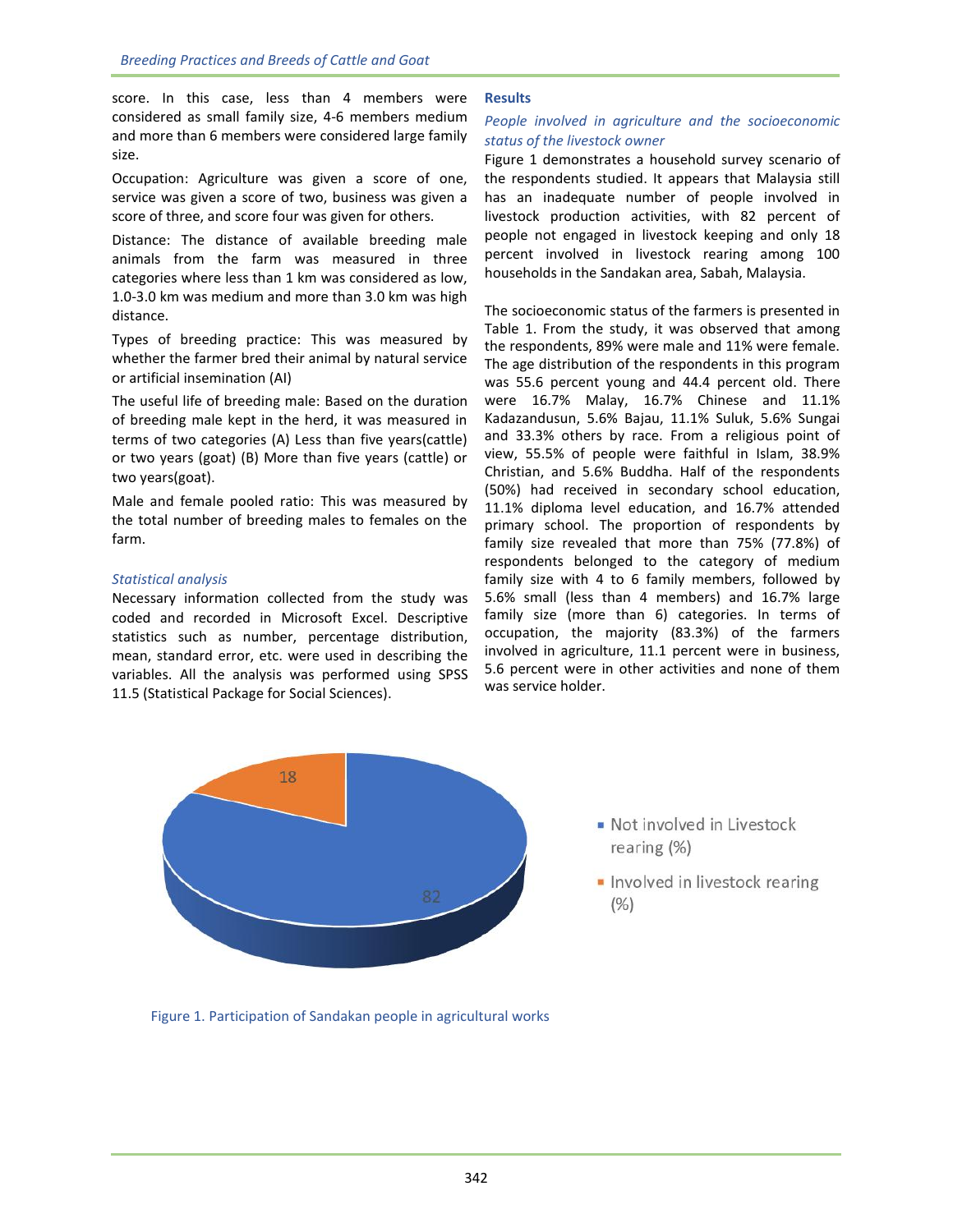score. In this case, less than 4 members were considered as small family size, 4-6 members medium and more than 6 members were considered large family size.

Occupation: Agriculture was given a score of one, service was given a score of two, business was given a score of three, and score four was given for others.

Distance: The distance of available breeding male animals from the farm was measured in three categories where less than 1 km was considered as low, 1.0-3.0 km was medium and more than 3.0 km was high distance.

Types of breeding practice: This was measured by whether the farmer bred their animal by natural service or artificial insemination (AI)

The useful life of breeding male: Based on the duration of breeding male kept in the herd, it was measured in terms of two categories (A) Less than five years(cattle) or two years (goat) (B) More than five years (cattle) or two years(goat).

Male and female pooled ratio: This was measured by the total number of breeding males to females on the farm.

### *Statistical analysis*

Necessary information collected from the study was coded and recorded in Microsoft Excel. Descriptive statistics such as number, percentage distribution, mean, standard error, etc. were used in describing the variables. All the analysis was performed using SPSS 11.5 (Statistical Package for Social Sciences).

## Results

### *People involved in agriculture and the socioeconomic status of the livestock owner*

Figure 1 demonstrates a household survey scenario of the respondents studied. It appears that Malaysia still has an inadequate number of people involved in livestock production activities, with 82 percent of people not engaged in livestock keeping and only 18 percent involved in livestock rearing among 100 households in the Sandakan area, Sabah, Malaysia.

The socioeconomic status of the farmers is presented in Table 1. From the study, it was observed that among the respondents, 89% were male and 11% were female. The age distribution of the respondents in this program was 55.6 percent young and 44.4 percent old. There were 16.7% Malay, 16.7% Chinese and 11.1% Kadazandusun, 5.6% Bajau, 11.1% Suluk, 5.6% Sungai and 33.3% others by race. From a religious point of view, 55.5% of people were faithful in Islam, 38.9% Christian, and 5.6% Buddha. Half of the respondents (50%) had received in secondary school education, 11.1% diploma level education, and 16.7% attended primary school. The proportion of respondents by family size revealed that more than 75% (77.8%) of respondents belonged to the category of medium family size with 4 to 6 family members, followed by 5.6% small (less than 4 members) and 16.7% large family size (more than 6) categories. In terms of occupation, the majority (83.3%) of the farmers involved in agriculture, 11.1 percent were in business, 5.6 percent were in other activities and none of them was service holder.

Figure 1. Participation of Sandakan people in agricultural works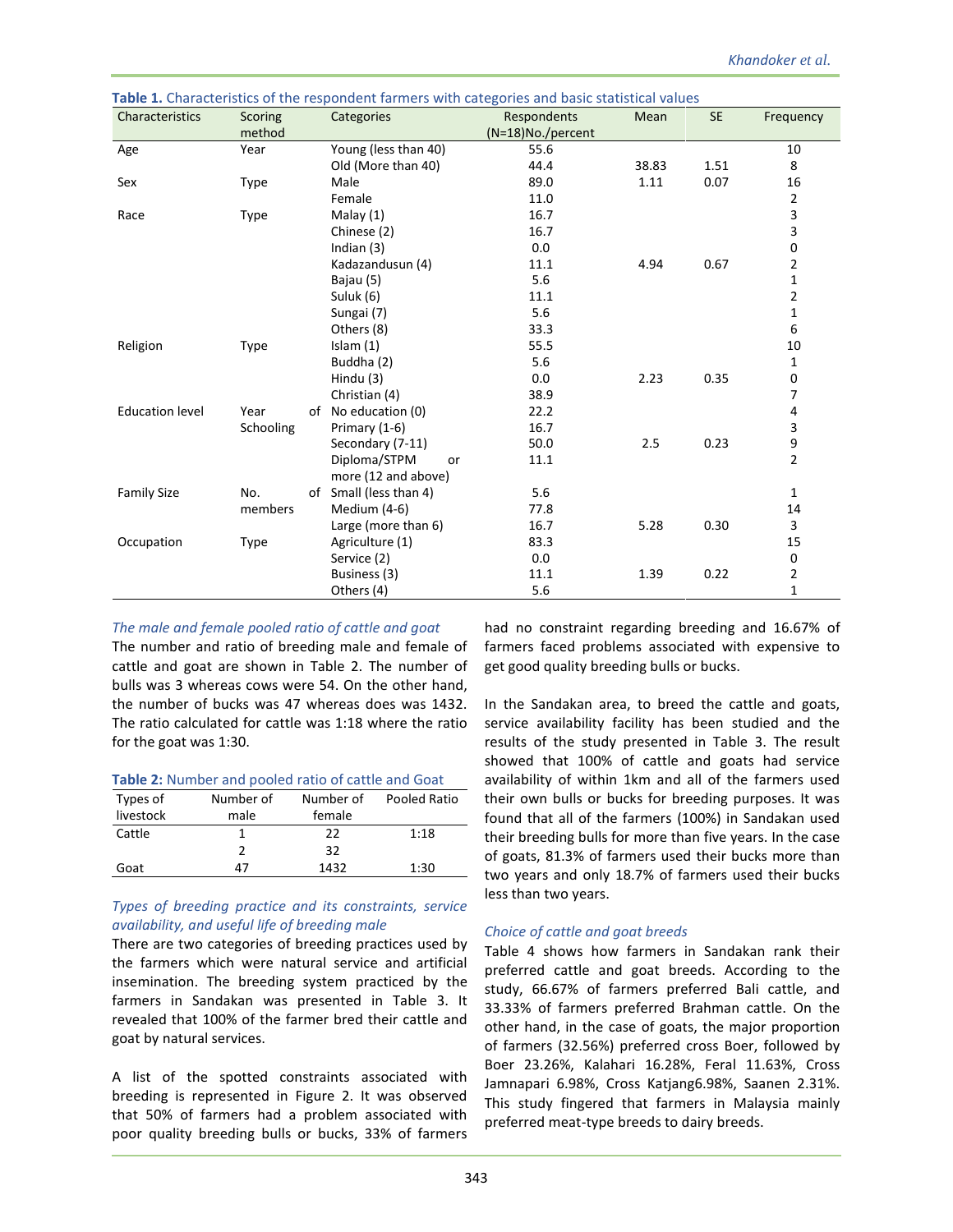**Table 1.** Characteristics of the respondent farmers with categories and basic statistical values

| Characteristics | Scoring method | Categories | Respondents (N=18)No./percent | Mean | SE | Frequency |
|---|---|---|---|---|---|---|
| Age | Year | Young (less than 40) | 55.6 | | | 10 |
| | | Old (More than 40) | 44.4 | 38.83 | 1.51 | 8 |
| Sex | Type | Male | 89.0 | 1.11 | 0.07 | 16 |
| | | Female | 11.0 | | | 2 |
| Race | Type | Malay (1) | 16.7 | | | 3 |
| | | Chinese (2) | 16.7 | | | 3 |
| | | Indian (3) | 0.0 | | | 0 |
| | | Kadazandusun (4) | 11.1 | 4.94 | 0.67 | 2 |
| | | Bajau (5) | 5.6 | | | 1 |
| | | Suluk (6) | 11.1 | | | 2 |
| | | Sungai (7) | 5.6 | | | 1 |
| | | Others (8) | 33.3 | | | 6 |
| Religion | Type | Islam (1) | 55.5 | | | 10 |
| | | Buddha (2) | 5.6 | | | 1 |
| | | Hindu (3) | 0.0 | 2.23 | 0.35 | 0 |
| | | Christian (4) | 38.9 | | | 7 |
| Education level | Year of Schooling | No education (0) | 22.2 | | | 4 |
| | | Primary (1-6) | 16.7 | | | 3 |
| | | Secondary (7-11) | 50.0 | 2.5 | 0.23 | 9 |
| | | Diploma/STPM or more (12 and above) | 11.1 | | | 2 |
| Family Size | No. of members | Small (less than 4) | 5.6 | | | 1 |
| | | Medium (4-6) | 77.8 | | | 14 |
| | | Large (more than 6) | 16.7 | 5.28 | 0.30 | 3 |
| Occupation | Type | Agriculture (1) | 83.3 | | | 15 |
| | | Service (2) | 0.0 | | | 0 |
| | | Business (3) | 11.1 | 1.39 | 0.22 | 2 |
| | | Others (4) | 5.6 | | | 1 |

*The male and female pooled ratio of cattle and goat*

The number and ratio of breeding male and female of cattle and goat are shown in Table 2. The number of bulls was 3 whereas cows were 54. On the other hand, the number of bucks was 47 whereas does was 1432. The ratio calculated for cattle was 1:18 where the ratio for the goat was 1:30.

**Table 2:** Number and pooled ratio of cattle and Goat

| Types of livestock | Number of male | Number of female | Pooled Ratio |
|---|---|---|---|
| Cattle | 1 | 22 | 1:18 |
| | 2 | 32 | |
| Goat | 47 | 1432 | 1:30 |

*Types of breeding practice and its constraints, service availability, and useful life of breeding male*

There are two categories of breeding practices used by the farmers which were natural service and artificial insemination. The breeding system practiced by the farmers in Sandakan was presented in Table 3. It revealed that 100% of the farmer bred their cattle and goat by natural services.

A list of the spotted constraints associated with breeding is represented in Figure 2. It was observed that 50% of farmers had a problem associated with poor quality breeding bulls or bucks, 33% of farmers had no constraint regarding breeding and 16.67% of farmers faced problems associated with expensive to get good quality breeding bulls or bucks.

In the Sandakan area, to breed the cattle and goats, service availability facility has been studied and the results of the study presented in Table 3. The result showed that 100% of cattle and goats had service availability of within 1km and all of the farmers used their own bulls or bucks for breeding purposes. It was found that all of the farmers (100%) in Sandakan used their breeding bulls for more than five years. In the case of goats, 81.3% of farmers used their bucks more than two years and only 18.7% of farmers used their bucks less than two years.

*Choice of cattle and goat breeds*

Table 4 shows how farmers in Sandakan rank their preferred cattle and goat breeds. According to the study, 66.67% of farmers preferred Bali cattle, and 33.33% of farmers preferred Brahman cattle. On the other hand, in the case of goats, the major proportion of farmers (32.56%) preferred cross Boer, followed by Boer 23.26%, Kalahari 16.28%, Feral 11.63%, Cross Jamnapari 6.98%, Cross Katjang6.98%, Saanen 2.31%. This study fingered that farmers in Malaysia mainly preferred meat-type breeds to dairy breeds.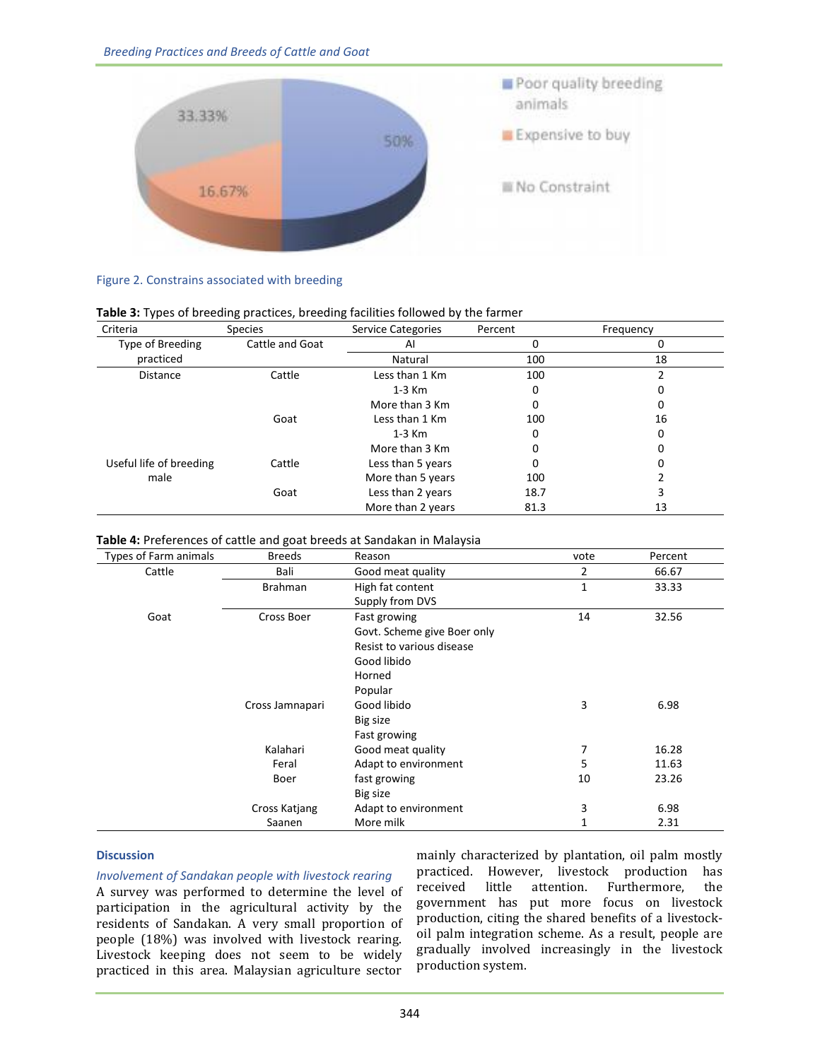Figure 2. Constrains associated with breeding

**Table 3:** Types of breeding practices, breeding facilities followed by the farmer

| Criteria | Species | Service Categories | Percent | Frequency |
|---|---|---|---|---|
| Type of Breeding practiced | Cattle and Goat | AI | 0 | 0 |
| | | Natural | 100 | 18 |
| Distance | Cattle | Less than 1 Km | 100 | 2 |
| | | 1-3 Km | 0 | 0 |
| | | More than 3 Km | 0 | 0 |
| | Goat | Less than 1 Km | 100 | 16 |
| | | 1-3 Km | 0 | 0 |
| | | More than 3 Km | 0 | 0 |
| Useful life of breeding male | Cattle | Less than 5 years | 0 | 0 |
| | | More than 5 years | 100 | 2 |
| | Goat | Less than 2 years | 18.7 | 3 |
| | | More than 2 years | 81.3 | 13 |

**Table 4:** Preferences of cattle and goat breeds at Sandakan in Malaysia

| Types of Farm animals | Breeds | Reason | vote | Percent |
|---|---|---|---|---|
| Cattle | Bali | Good meat quality | 2 | 66.67 |
| | Brahman | High fat content<br>Supply from DVS | 1 | 33.33 |
| Goat | Cross Boer | Fast growing<br>Govt. Scheme give Boer only<br>Resist to various disease<br>Good libido<br>Horned<br>Popular | 14 | 32.56 |
| | Cross Jamnapari | Good libido<br>Big size<br>Fast growing | 3 | 6.98 |
| | Kalahari | Good meat quality | 7 | 16.28 |
| | Feral | Adapt to environment | 5 | 11.63 |
| | Boer | fast growing<br>Big size | 10 | 23.26 |
| | Cross Katjang | Adapt to environment | 3 | 6.98 |
| | Saanen | More milk | 1 | 2.31 |

## Discussion

### *Involvement of Sandakan people with livestock rearing*

A survey was performed to determine the level of participation in the agricultural activity by the residents of Sandakan. A very small proportion of people (18%) was involved with livestock rearing. Livestock keeping does not seem to be widely practiced in this area. Malaysian agriculture sector mainly characterized by plantation, oil palm mostly practiced. However, livestock production has received little attention. Furthermore, the government has put more focus on livestock production, citing the shared benefits of a livestock-oil palm integration scheme. As a result, people are gradually involved increasingly in the livestock production system.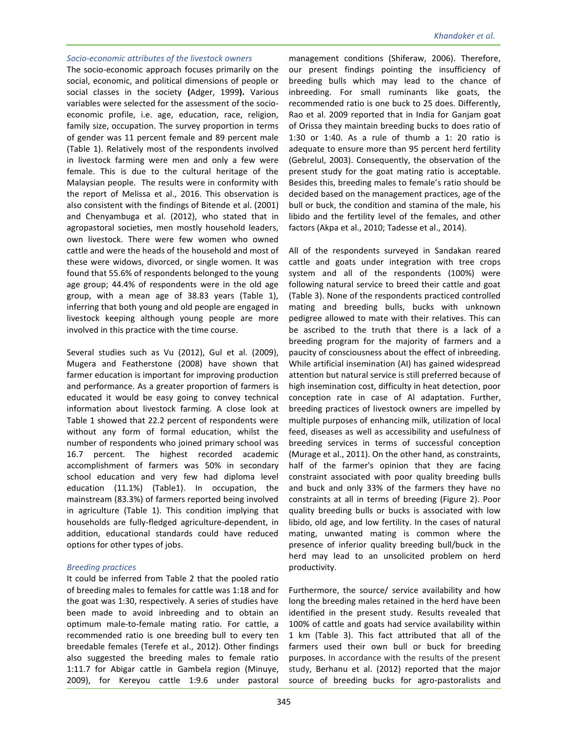*Socio-economic attributes of the livestock owners*

The socio-economic approach focuses primarily on the social, economic, and political dimensions of people or social classes in the society **(**Adger, 1999**).** Various variables were selected for the assessment of the socio-economic profile, i.e. age, education, race, religion, family size, occupation. The survey proportion in terms of gender was 11 percent female and 89 percent male (Table 1). Relatively most of the respondents involved in livestock farming were men and only a few were female. This is due to the cultural heritage of the Malaysian people. The results were in conformity with the report of Melissa et al., 2016. This observation is also consistent with the findings of Bitende et al. (2001) and Chenyambuga et al. (2012), who stated that in agropastoral societies, men mostly household leaders, own livestock. There were few women who owned cattle and were the heads of the household and most of these were widows, divorced, or single women. It was found that 55.6% of respondents belonged to the young age group; 44.4% of respondents were in the old age group, with a mean age of 38.83 years (Table 1), inferring that both young and old people are engaged in livestock keeping although young people are more involved in this practice with the time course.

Several studies such as Vu (2012), Gul et al. (2009), Mugera and Featherstone (2008) have shown that farmer education is important for improving production and performance. As a greater proportion of farmers is educated it would be easy going to convey technical information about livestock farming. A close look at Table 1 showed that 22.2 percent of respondents were without any form of formal education, whilst the number of respondents who joined primary school was 16.7 percent. The highest recorded academic accomplishment of farmers was 50% in secondary school education and very few had diploma level education (11.1%) (Table1). In occupation, the mainstream (83.3%) of farmers reported being involved in agriculture (Table 1). This condition implying that households are fully-fledged agriculture-dependent, in addition, educational standards could have reduced options for other types of jobs.

*Breeding practices*

It could be inferred from Table 2 that the pooled ratio of breeding males to females for cattle was 1:18 and for the goat was 1:30, respectively. A series of studies have been made to avoid inbreeding and to obtain an optimum male-to-female mating ratio. For cattle, a recommended ratio is one breeding bull to every ten breedable females (Terefe et al., 2012). Other findings also suggested the breeding males to female ratio 1:11.7 for Abigar cattle in Gambela region (Minuye, 2009), for Kereyou cattle 1:9.6 under pastoral management conditions (Shiferaw, 2006). Therefore, our present findings pointing the insufficiency of breeding bulls which may lead to the chance of inbreeding. For small ruminants like goats, the recommended ratio is one buck to 25 does. Differently, Rao et al. 2009 reported that in India for Ganjam goat of Orissa they maintain breeding bucks to does ratio of 1:30 or 1:40. As a rule of thumb a 1: 20 ratio is adequate to ensure more than 95 percent herd fertility (Gebrelul, 2003). Consequently, the observation of the present study for the goat mating ratio is acceptable. Besides this, breeding males to female's ratio should be decided based on the management practices, age of the bull or buck, the condition and stamina of the male, his libido and the fertility level of the females, and other factors (Akpa et al., 2010; Tadesse et al., 2014).

All of the respondents surveyed in Sandakan reared cattle and goats under integration with tree crops system and all of the respondents (100%) were following natural service to breed their cattle and goat (Table 3). None of the respondents practiced controlled mating and breeding bulls, bucks with unknown pedigree allowed to mate with their relatives. This can be ascribed to the truth that there is a lack of a breeding program for the majority of farmers and a paucity of consciousness about the effect of inbreeding. While artificial insemination (AI) has gained widespread attention but natural service is still preferred because of high insemination cost, difficulty in heat detection, poor conception rate in case of AI adaptation. Further, breeding practices of livestock owners are impelled by multiple purposes of enhancing milk, utilization of local feed, diseases as well as accessibility and usefulness of breeding services in terms of successful conception (Murage et al., 2011). On the other hand, as constraints, half of the farmer's opinion that they are facing constraint associated with poor quality breeding bulls and buck and only 33% of the farmers they have no constraints at all in terms of breeding (Figure 2). Poor quality breeding bulls or bucks is associated with low libido, old age, and low fertility. In the cases of natural mating, unwanted mating is common where the presence of inferior quality breeding bull/buck in the herd may lead to an unsolicited problem on herd productivity.

Furthermore, the source/ service availability and how long the breeding males retained in the herd have been identified in the present study. Results revealed that 100% of cattle and goats had service availability within 1 km (Table 3). This fact attributed that all of the farmers used their own bull or buck for breeding purposes. In accordance with the results of the present study, Berhanu et al. (2012) reported that the major source of breeding bucks for agro-pastoralists and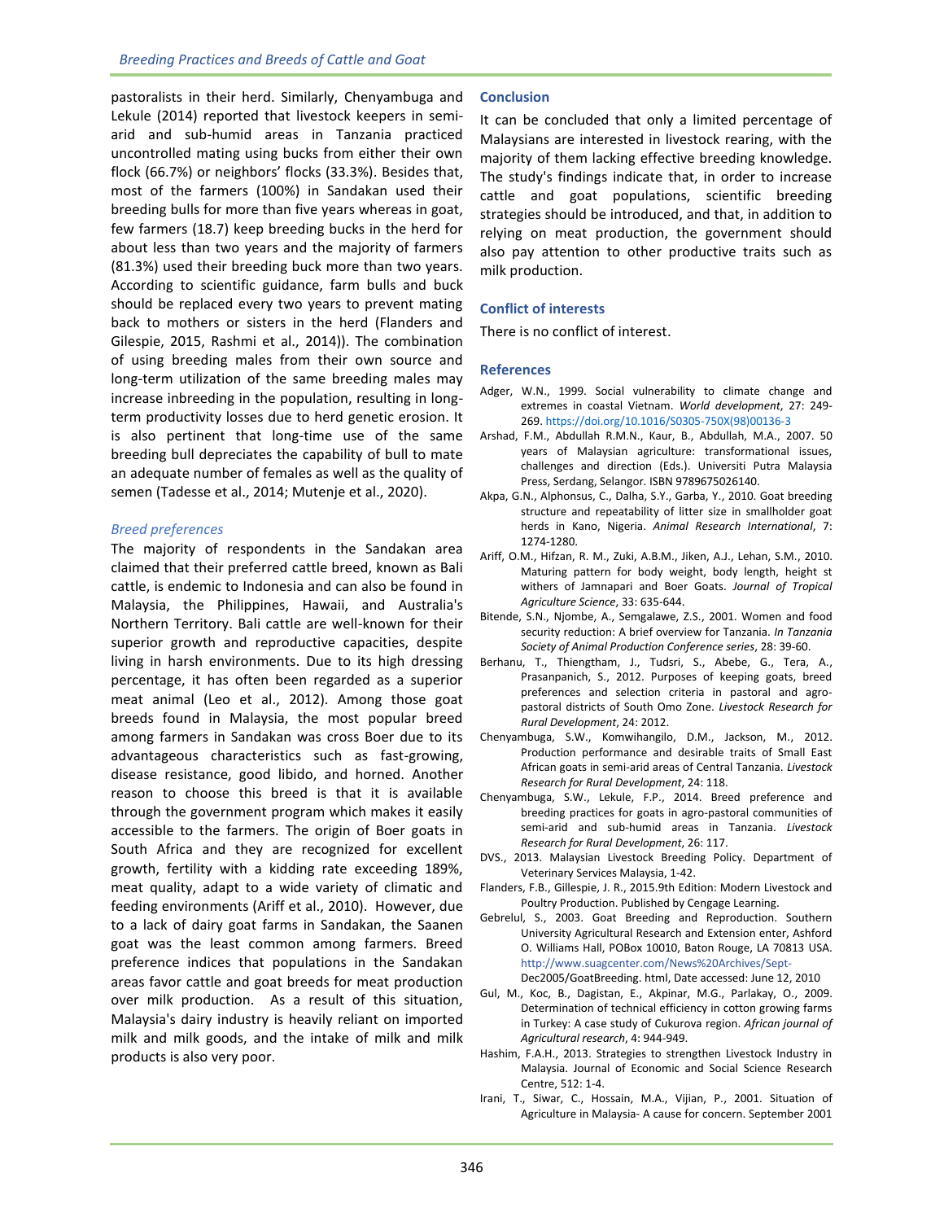pastoralists in their herd. Similarly, Chenyambuga and Lekule (2014) reported that livestock keepers in semi-arid and sub-humid areas in Tanzania practiced uncontrolled mating using bucks from either their own flock (66.7%) or neighbors' flocks (33.3%). Besides that, most of the farmers (100%) in Sandakan used their breeding bulls for more than five years whereas in goat, few farmers (18.7) keep breeding bucks in the herd for about less than two years and the majority of farmers (81.3%) used their breeding buck more than two years. According to scientific guidance, farm bulls and buck should be replaced every two years to prevent mating back to mothers or sisters in the herd (Flanders and Gilespie, 2015, Rashmi et al., 2014)). The combination of using breeding males from their own source and long-term utilization of the same breeding males may increase inbreeding in the population, resulting in long-term productivity losses due to herd genetic erosion. It is also pertinent that long-time use of the same breeding bull depreciates the capability of bull to mate an adequate number of females as well as the quality of semen (Tadesse et al., 2014; Mutenje et al., 2020).

### *Breed preferences*

The majority of respondents in the Sandakan area claimed that their preferred cattle breed, known as Bali cattle, is endemic to Indonesia and can also be found in Malaysia, the Philippines, Hawaii, and Australia's Northern Territory. Bali cattle are well-known for their superior growth and reproductive capacities, despite living in harsh environments. Due to its high dressing percentage, it has often been regarded as a superior meat animal (Leo et al., 2012). Among those goat breeds found in Malaysia, the most popular breed among farmers in Sandakan was cross Boer due to its advantageous characteristics such as fast-growing, disease resistance, good libido, and horned. Another reason to choose this breed is that it is available through the government program which makes it easily accessible to the farmers. The origin of Boer goats in South Africa and they are recognized for excellent growth, fertility with a kidding rate exceeding 189%, meat quality, adapt to a wide variety of climatic and feeding environments (Ariff et al., 2010). However, due to a lack of dairy goat farms in Sandakan, the Saanen goat was the least common among farmers. Breed preference indices that populations in the Sandakan areas favor cattle and goat breeds for meat production over milk production. As a result of this situation, Malaysia's dairy industry is heavily reliant on imported milk and milk goods, and the intake of milk and milk products is also very poor.

## Conclusion

It can be concluded that only a limited percentage of Malaysians are interested in livestock rearing, with the majority of them lacking effective breeding knowledge. The study's findings indicate that, in order to increase cattle and goat populations, scientific breeding strategies should be introduced, and that, in addition to relying on meat production, the government should also pay attention to other productive traits such as milk production.

## Conflict of interests

There is no conflict of interest.

## References

Adger, W.N., 1999. Social vulnerability to climate change and extremes in coastal Vietnam. *World development*, 27: 249-269. https://doi.org/10.1016/S0305-750X(98)00136-3

Arshad, F.M., Abdullah R.M.N., Kaur, B., Abdullah, M.A., 2007. 50 years of Malaysian agriculture: transformational issues, challenges and direction (Eds.). Universiti Putra Malaysia Press, Serdang, Selangor. ISBN 9789675026140.

Akpa, G.N., Alphonsus, C., Dalha, S.Y., Garba, Y., 2010. Goat breeding structure and repeatability of litter size in smallholder goat herds in Kano, Nigeria. *Animal Research International*, 7: 1274-1280.

Ariff, O.M., Hifzan, R. M., Zuki, A.B.M., Jiken, A.J., Lehan, S.M., 2010. Maturing pattern for body weight, body length, height st withers of Jamnapari and Boer Goats. *Journal of Tropical Agriculture Science*, 33: 635-644.

Bitende, S.N., Njombe, A., Semgalawe, Z.S., 2001. Women and food security reduction: A brief overview for Tanzania. *In Tanzania Society of Animal Production Conference series*, 28: 39-60.

Berhanu, T., Thiengtham, J., Tudsri, S., Abebe, G., Tera, A., Prasanpanich, S., 2012. Purposes of keeping goats, breed preferences and selection criteria in pastoral and agro-pastoral districts of South Omo Zone. *Livestock Research for Rural Development*, 24: 2012.

Chenyambuga, S.W., Komwihangilo, D.M., Jackson, M., 2012. Production performance and desirable traits of Small East African goats in semi-arid areas of Central Tanzania. *Livestock Research for Rural Development*, 24: 118.

Chenyambuga, S.W., Lekule, F.P., 2014. Breed preference and breeding practices for goats in agro-pastoral communities of semi-arid and sub-humid areas in Tanzania. *Livestock Research for Rural Development*, 26: 117.

DVS., 2013. Malaysian Livestock Breeding Policy. Department of Veterinary Services Malaysia, 1-42.

Flanders, F.B., Gillespie, J. R., 2015.9th Edition: Modern Livestock and Poultry Production. Published by Cengage Learning.

Gebrelul, S., 2003. Goat Breeding and Reproduction. Southern University Agricultural Research and Extension enter, Ashford O. Williams Hall, POBox 10010, Baton Rouge, LA 70813 USA. http://www.suagcenter.com/News%20Archives/Sept-Dec2005/GoatBreeding. html, Date accessed: June 12, 2010

Gul, M., Koc, B., Dagistan, E., Akpinar, M.G., Parlakay, O., 2009. Determination of technical efficiency in cotton growing farms in Turkey: A case study of Cukurova region. *African journal of Agricultural research*, 4: 944-949.

Hashim, F.A.H., 2013. Strategies to strengthen Livestock Industry in Malaysia. Journal of Economic and Social Science Research Centre, 512: 1-4.

Irani, T., Siwar, C., Hossain, M.A., Vijian, P., 2001. Situation of Agriculture in Malaysia- A cause for concern. September 2001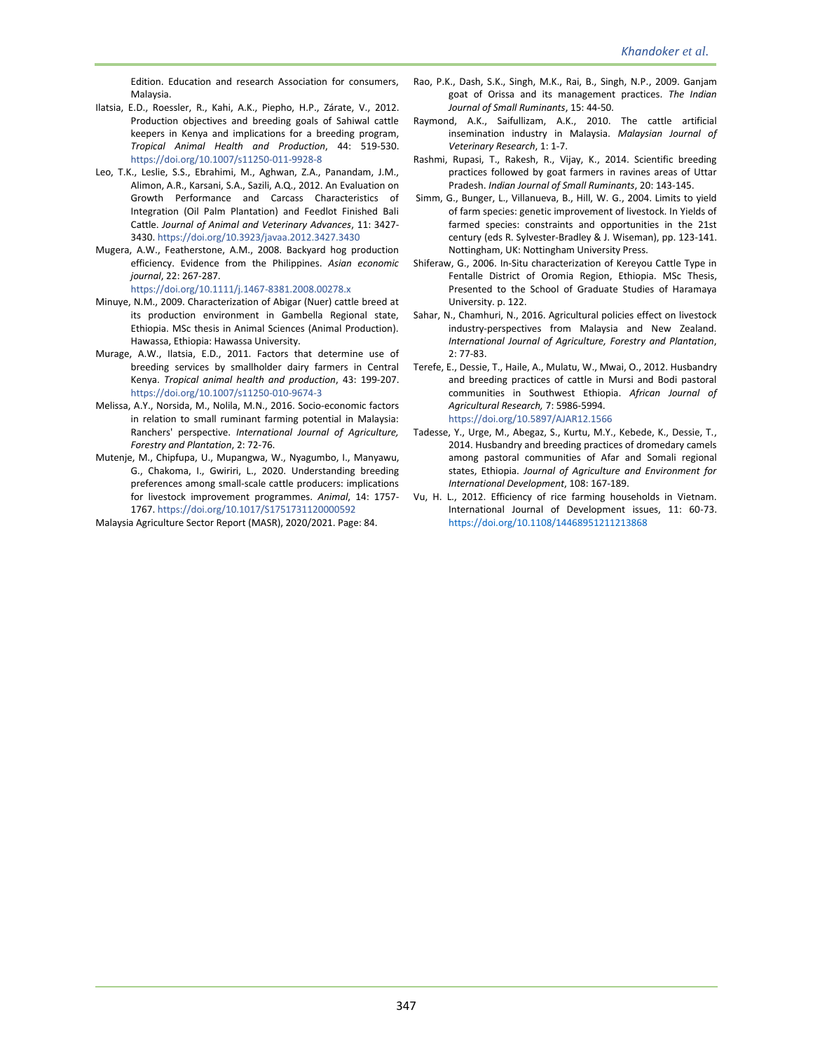Edition. Education and research Association for consumers, Malaysia.

Ilatsia, E.D., Roessler, R., Kahi, A.K., Piepho, H.P., Zárate, V., 2012. Production objectives and breeding goals of Sahiwal cattle keepers in Kenya and implications for a breeding program, *Tropical Animal Health and Production*, 44: 519-530. https://doi.org/10.1007/s11250-011-9928-8

Leo, T.K., Leslie, S.S., Ebrahimi, M., Aghwan, Z.A., Panandam, J.M., Alimon, A.R., Karsani, S.A., Sazili, A.Q., 2012. An Evaluation on Growth Performance and Carcass Characteristics of Integration (Oil Palm Plantation) and Feedlot Finished Bali Cattle. *Journal of Animal and Veterinary Advances*, 11: 3427-3430. https://doi.org/10.3923/javaa.2012.3427.3430

Mugera, A.W., Featherstone, A.M., 2008. Backyard hog production efficiency. Evidence from the Philippines. *Asian economic journal*, 22: 267-287. https://doi.org/10.1111/j.1467-8381.2008.00278.x

Minuye, N.M., 2009. Characterization of Abigar (Nuer) cattle breed at its production environment in Gambella Regional state, Ethiopia. MSc thesis in Animal Sciences (Animal Production). Hawassa, Ethiopia: Hawassa University.

Murage, A.W., Ilatsia, E.D., 2011. Factors that determine use of breeding services by smallholder dairy farmers in Central Kenya. *Tropical animal health and production*, 43: 199-207. https://doi.org/10.1007/s11250-010-9674-3

Melissa, A.Y., Norsida, M., Nolila, M.N., 2016. Socio-economic factors in relation to small ruminant farming potential in Malaysia: Ranchers' perspective. *International Journal of Agriculture, Forestry and Plantation*, 2: 72-76.

Mutenje, M., Chipfupa, U., Mupangwa, W., Nyagumbo, I., Manyawu, G., Chakoma, I., Gwiriri, L., 2020. Understanding breeding preferences among small-scale cattle producers: implications for livestock improvement programmes. *Animal*, 14: 1757-1767. https://doi.org/10.1017/S1751731120000592

Malaysia Agriculture Sector Report (MASR), 2020/2021. Page: 84.

Rao, P.K., Dash, S.K., Singh, M.K., Rai, B., Singh, N.P., 2009. Ganjam goat of Orissa and its management practices. *The Indian Journal of Small Ruminants*, 15: 44-50.

Raymond, A.K., Saifullizam, A.K., 2010. The cattle artificial insemination industry in Malaysia. *Malaysian Journal of Veterinary Research*, 1: 1-7.

Rashmi, Rupasi, T., Rakesh, R., Vijay, K., 2014. Scientific breeding practices followed by goat farmers in ravines areas of Uttar Pradesh. *Indian Journal of Small Ruminants*, 20: 143-145.

Simm, G., Bunger, L., Villanueva, B., Hill, W. G., 2004. Limits to yield of farm species: genetic improvement of livestock. In Yields of farmed species: constraints and opportunities in the 21st century (eds R. Sylvester-Bradley & J. Wiseman), pp. 123-141. Nottingham, UK: Nottingham University Press.

Shiferaw, G., 2006. In-Situ characterization of Kereyou Cattle Type in Fentalle District of Oromia Region, Ethiopia. MSc Thesis, Presented to the School of Graduate Studies of Haramaya University. p. 122.

Sahar, N., Chamhuri, N., 2016. Agricultural policies effect on livestock industry-perspectives from Malaysia and New Zealand. *International Journal of Agriculture, Forestry and Plantation*, 2: 77-83.

Terefe, E., Dessie, T., Haile, A., Mulatu, W., Mwai, O., 2012. Husbandry and breeding practices of cattle in Mursi and Bodi pastoral communities in Southwest Ethiopia. *African Journal of Agricultural Research,* 7: 5986-5994. https://doi.org/10.5897/AJAR12.1566

Tadesse, Y., Urge, M., Abegaz, S., Kurtu, M.Y., Kebede, K., Dessie, T., 2014. Husbandry and breeding practices of dromedary camels among pastoral communities of Afar and Somali regional states, Ethiopia. *Journal of Agriculture and Environment for International Development*, 108: 167-189.

Vu, H. L., 2012. Efficiency of rice farming households in Vietnam. International Journal of Development issues, 11: 60-73. https://doi.org/10.1108/14468951211213868